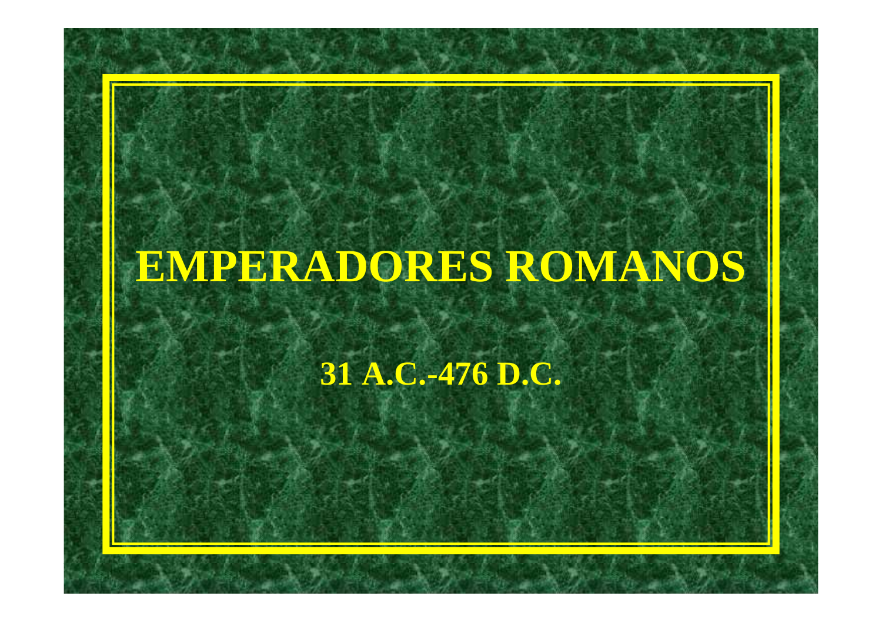# EMPERADORES ROMANOS

**31 A.C.-476 D.C.**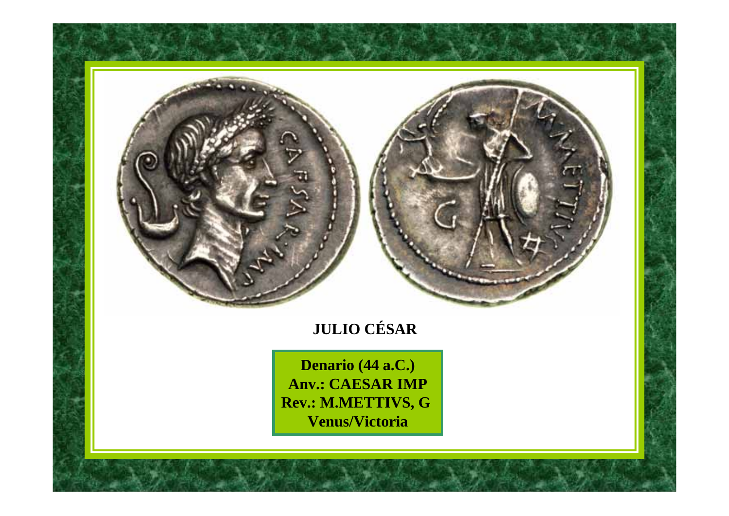**JULIO CÉSAR**

**Denario (44 a.C.)**
**Anv.: CAESAR IMP**
**Rev.: M.METTIVS, G**
**Venus/Victoria**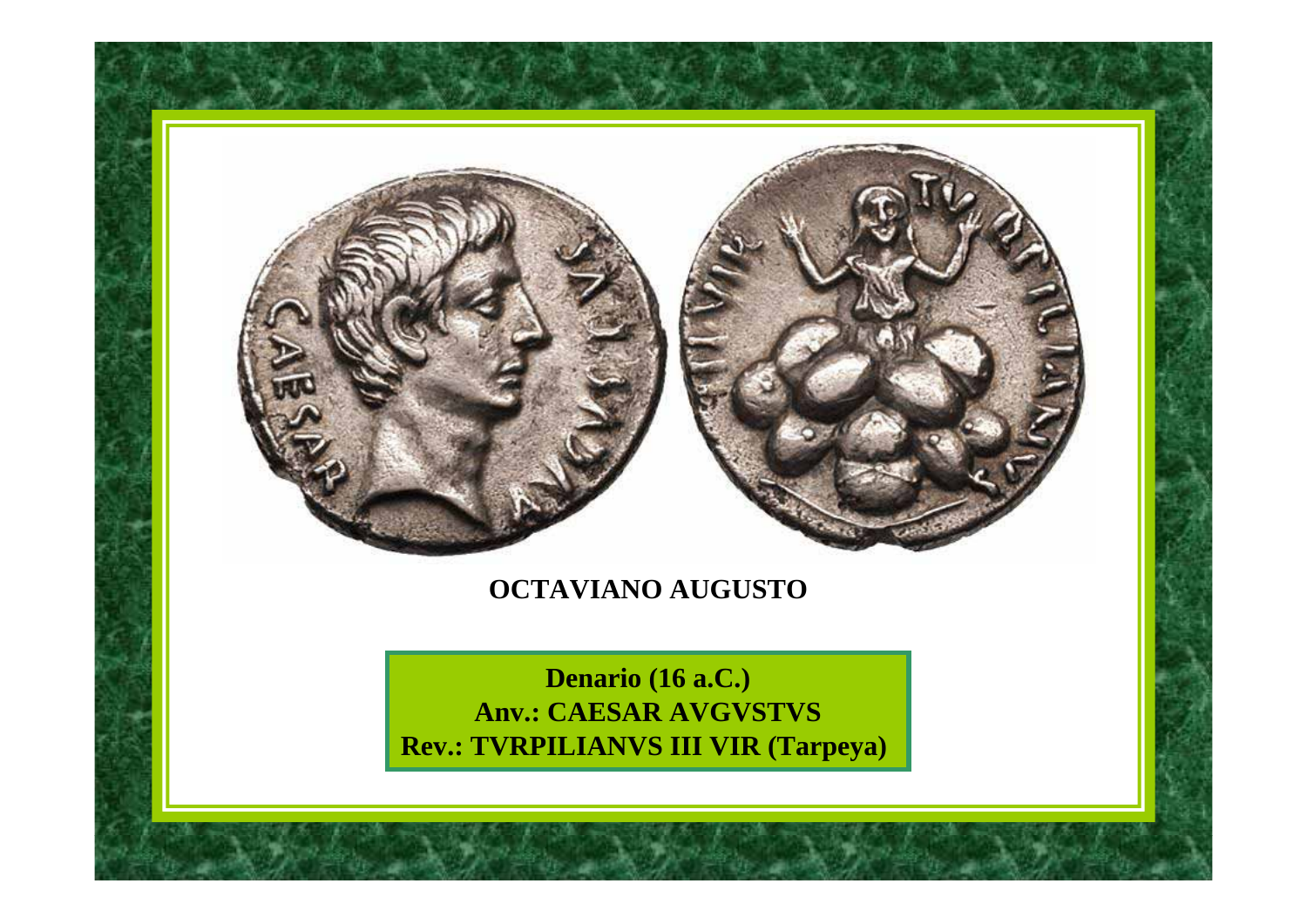**OCTAVIANO AUGUSTO**

**Denario (16 a.C.)**
**Anv.: CAESAR AVGVSTVS**
**Rev.: TVRPILIANVS III VIR (Tarpeya)**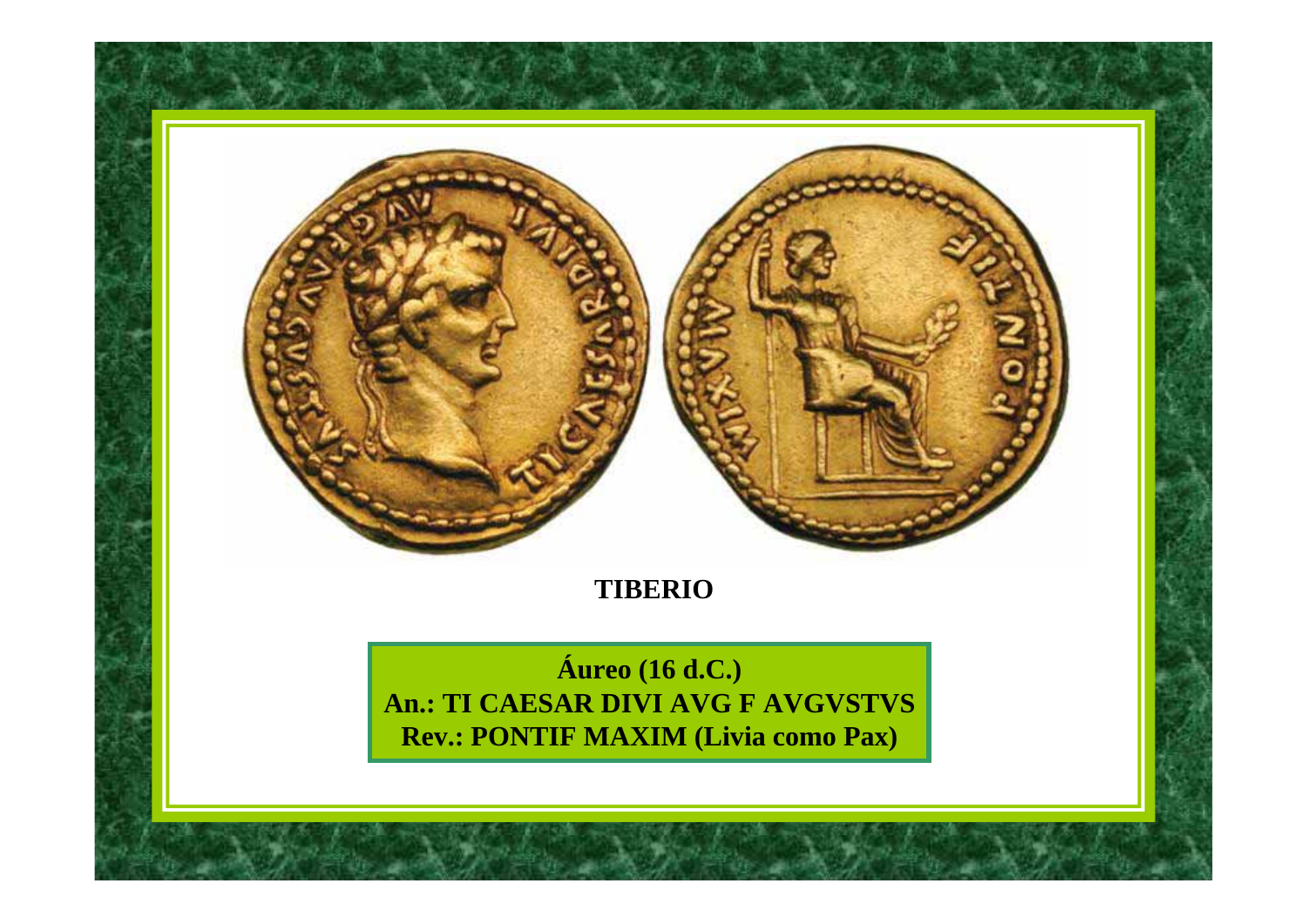**TIBERIO**

**Áureo (16 d.C.)**
**An.: TI CAESAR DIVI AVG F AVGVSTVS**
**Rev.: PONTIF MAXIM (Livia como Pax)**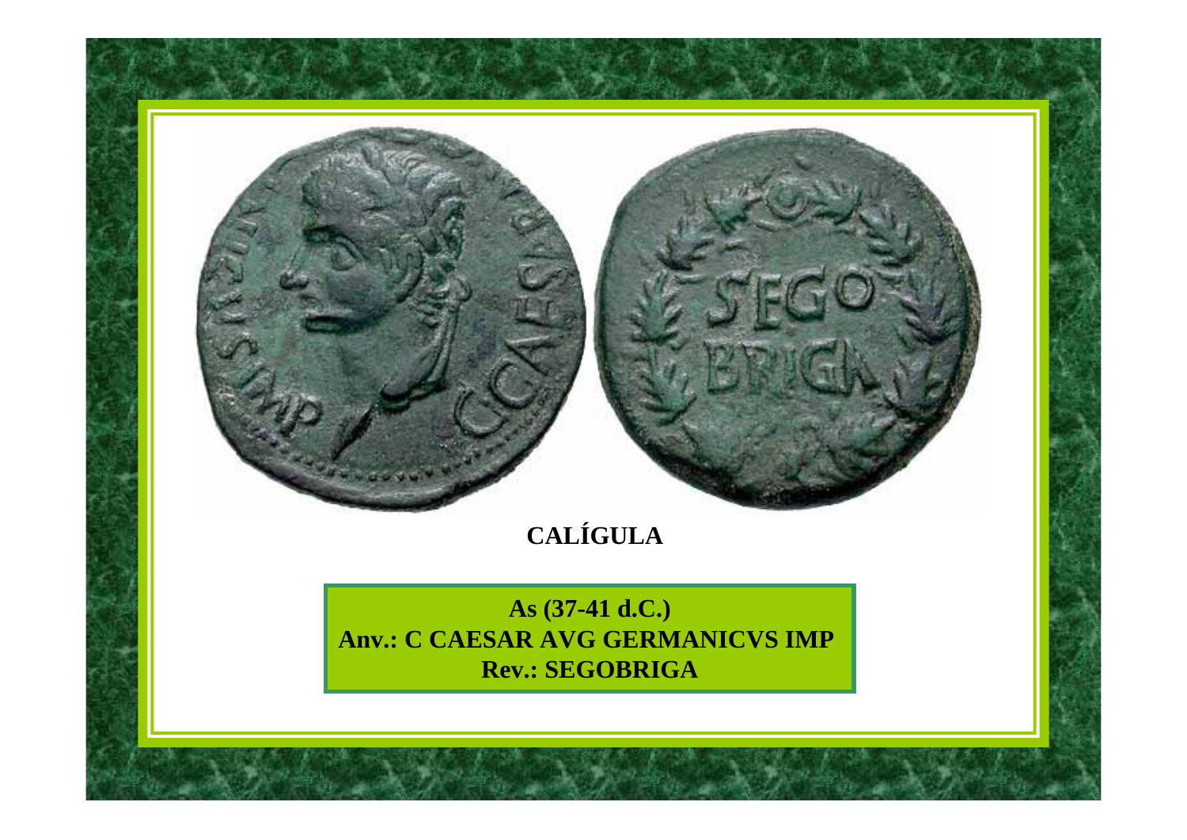**CALÍGULA**

**As (37-41 d.C.)**
**Anv.: C CAESAR AVG GERMANICVS IMP**
**Rev.: SEGOBRIGA**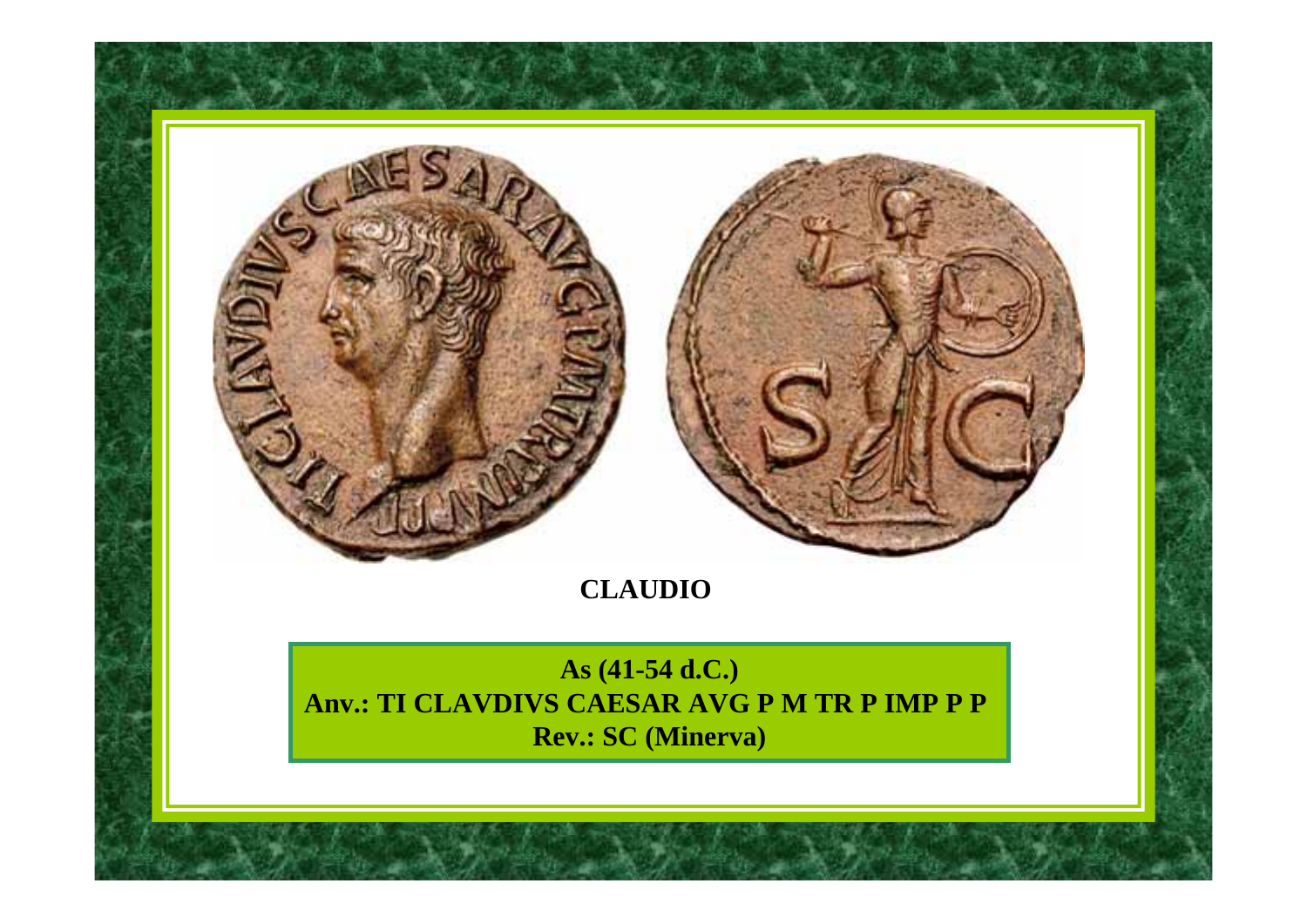**CLAUDIO**

**As (41-54 d.C.)**
**Anv.: TI CLAVDIVS CAESAR AVG P M TR P IMP P P**
**Rev.: SC (Minerva)**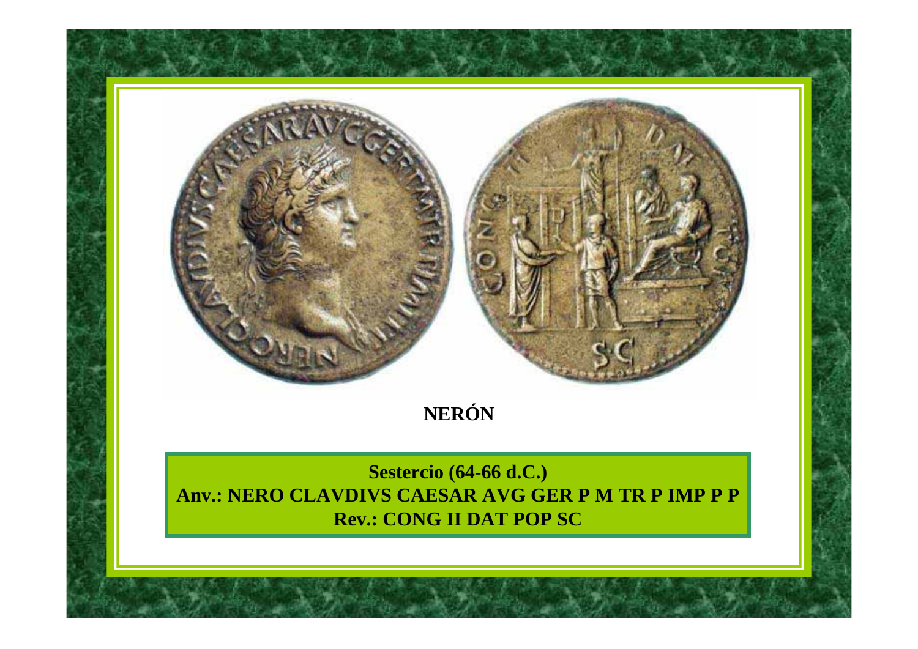**NERÓN**

**Sestercio (64-66 d.C.)**
**Anv.: NERO CLAVDIVS CAESAR AVG GER P M TR P IMP P P**
**Rev.: CONG II DAT POP SC**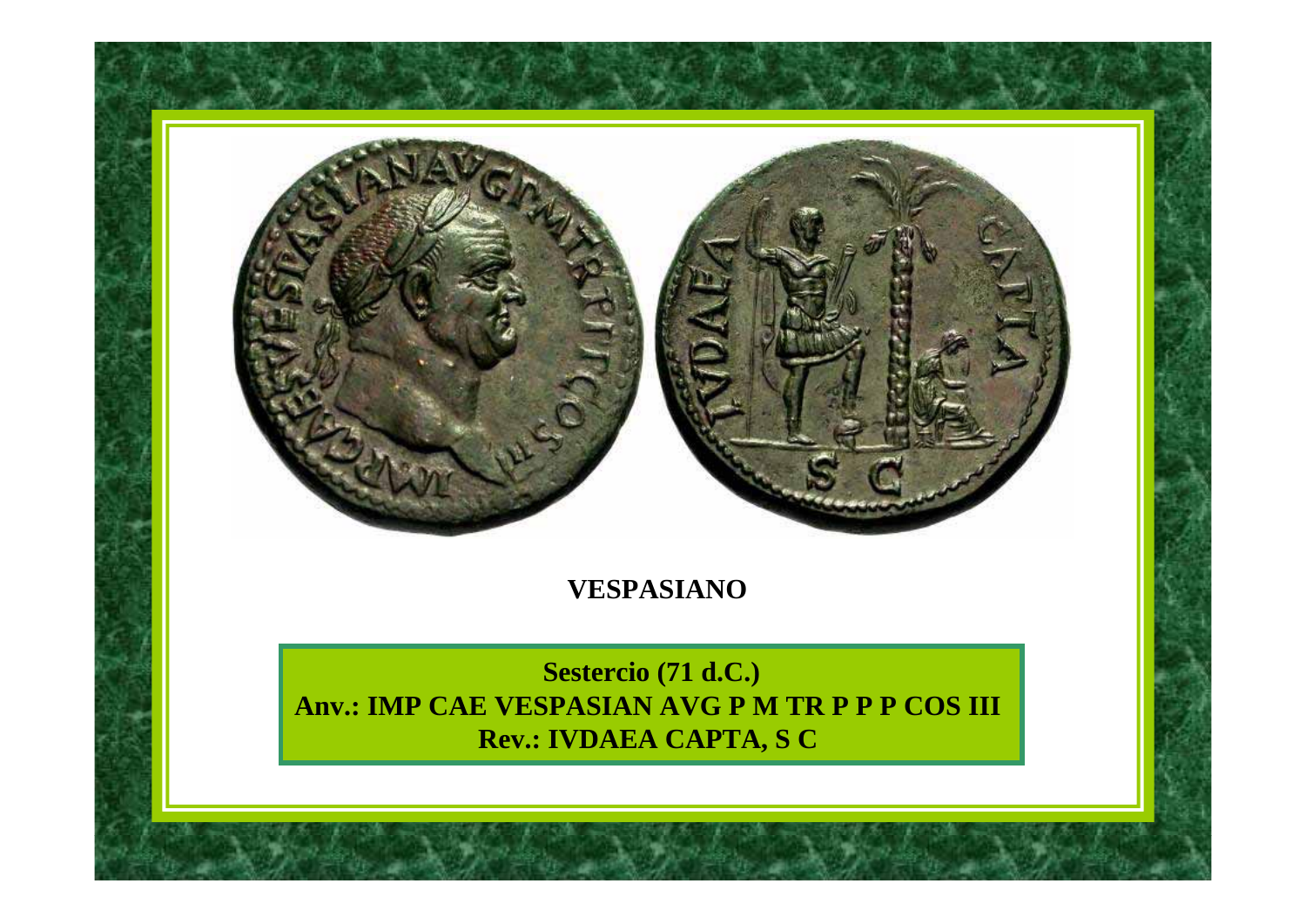**VESPASIANO**

**Sestercio (71 d.C.)**
**Anv.: IMP CAE VESPASIAN AVG P M TR P P P COS III**
**Rev.: IVDAEA CAPTA, S C**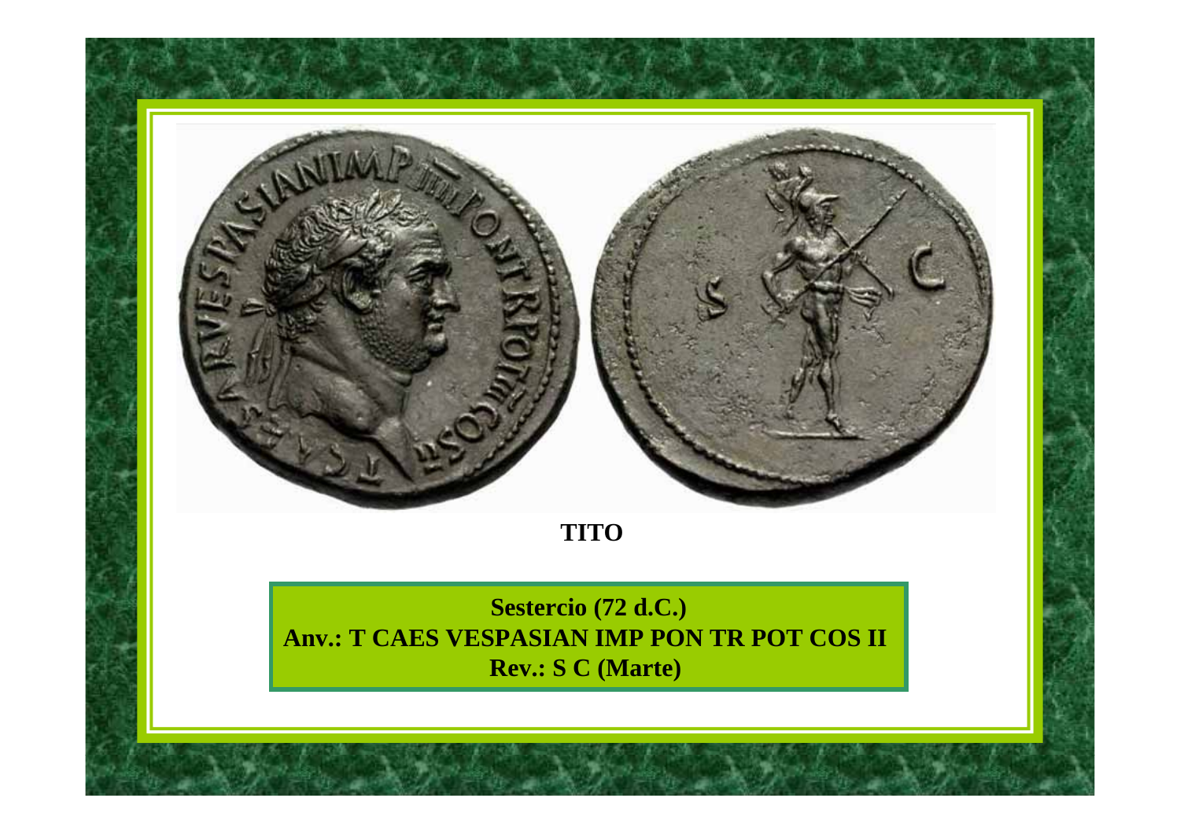**TITO**

**Sestercio (72 d.C.)**
**Anv.: T CAES VESPASIAN IMP PON TR POT COS II**
**Rev.: S C (Marte)**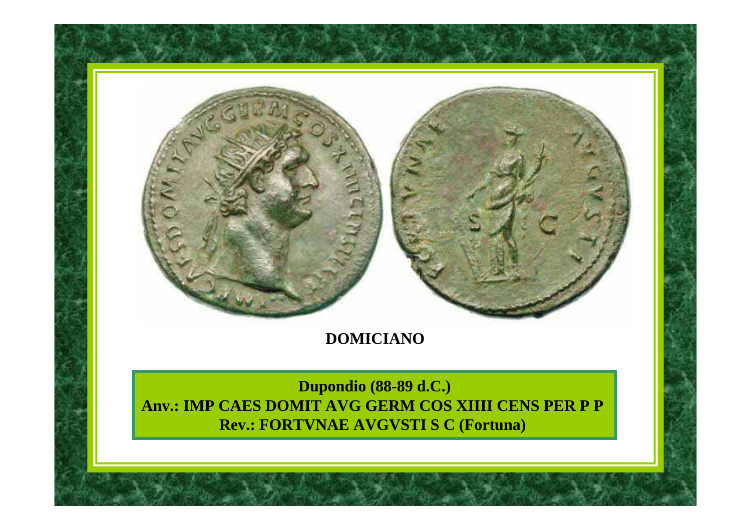**DOMICIANO**

**Dupondio (88-89 d.C.)**
**Anv.: IMP CAES DOMIT AVG GERM COS XIIII CENS PER P P**
**Rev.: FORTVNAE AVGVSTI S C (Fortuna)**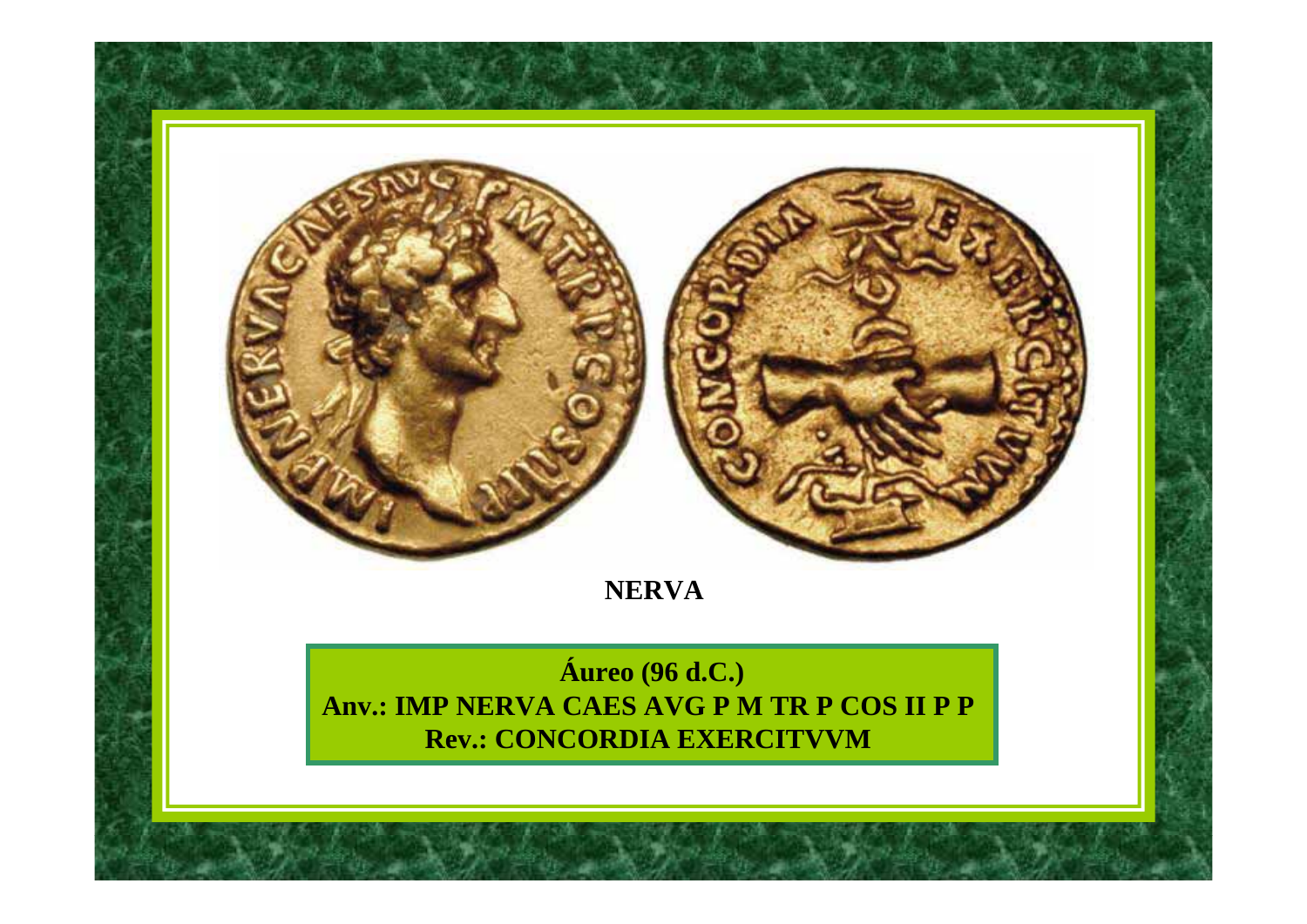**NERVA**

**Áureo (96 d.C.)**
**Anv.: IMP NERVA CAES AVG P M TR P COS II P P**
**Rev.: CONCORDIA EXERCITVVM**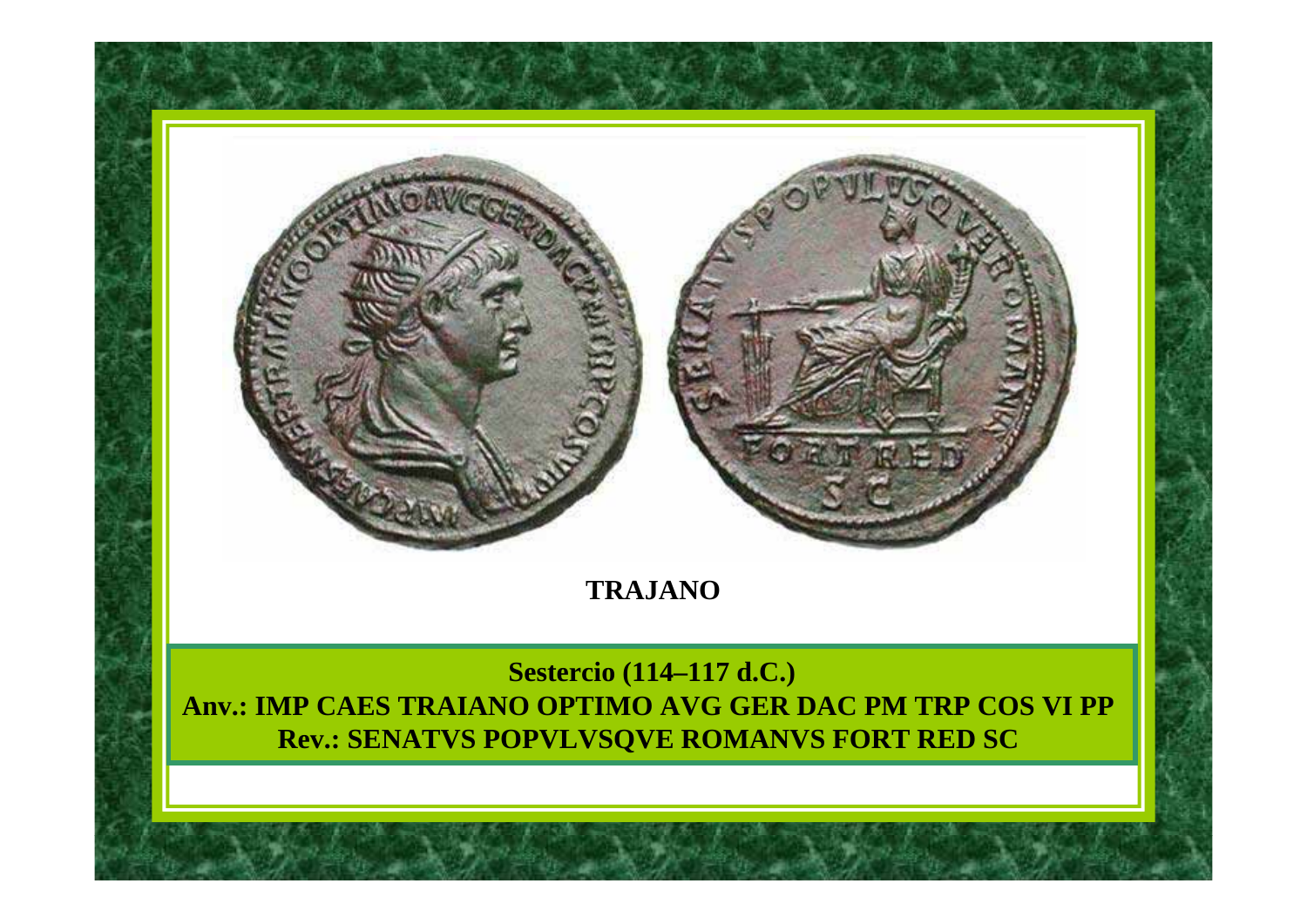**TRAJANO**

**Sestercio (114–117 d.C.)**
**Anv.: IMP CAES TRAIANO OPTIMO AVG GER DAC PM TRP COS VI PP**
**Rev.: SENATVS POPVLVSQVE ROMANVS FORT RED SC**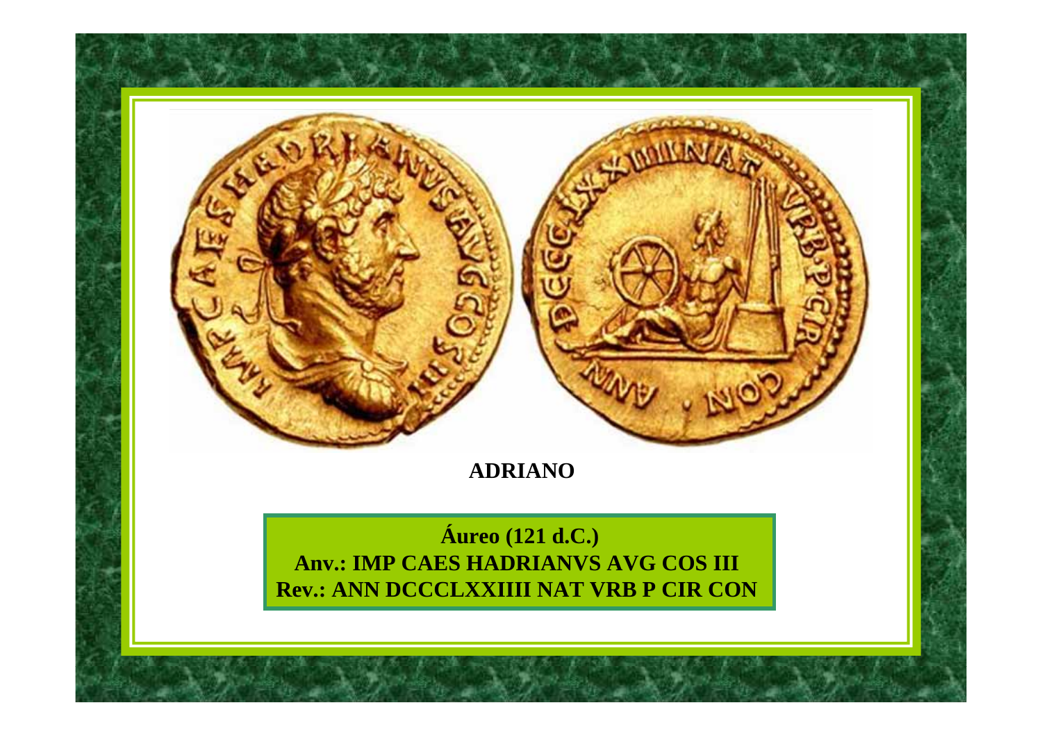**ADRIANO**

**Áureo (121 d.C.)**
**Anv.: IMP CAES HADRIANVS AVG COS III**
**Rev.: ANN DCCCLXXIIII NAT VRB P CIR CON**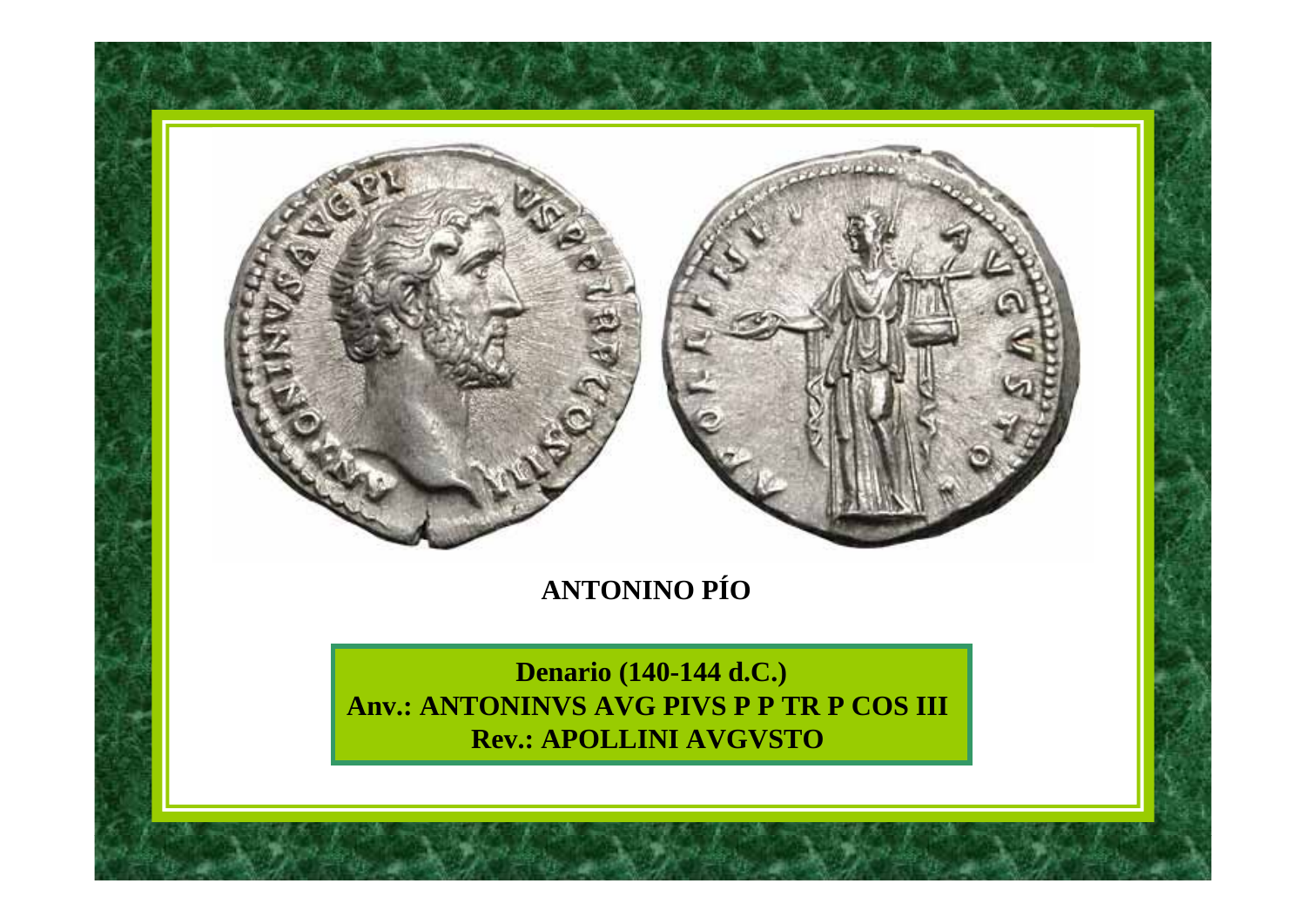**ANTONINO PÍO**

**Denario (140-144 d.C.)**
**Anv.: ANTONINVS AVG PIVS P P TR P COS III**
**Rev.: APOLLINI AVGVSTO**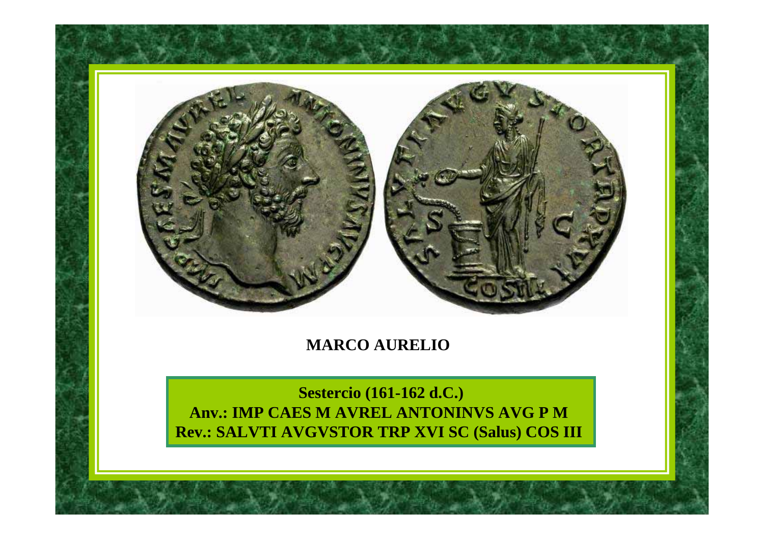**MARCO AURELIO**

**Sestercio (161-162 d.C.)**
**Anv.: IMP CAES M AVREL ANTONINVS AVG P M**
**Rev.: SALVTI AVGVSTOR TRP XVI SC (Salus) COS III**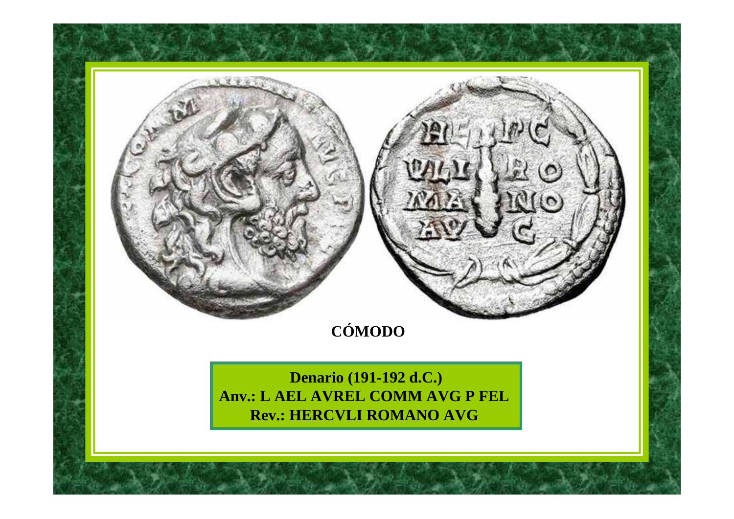**CÓMODO**

**Denario (191-192 d.C.)**
**Anv.: L AEL AVREL COMM AVG P FEL**
**Rev.: HERCVLI ROMANO AVG**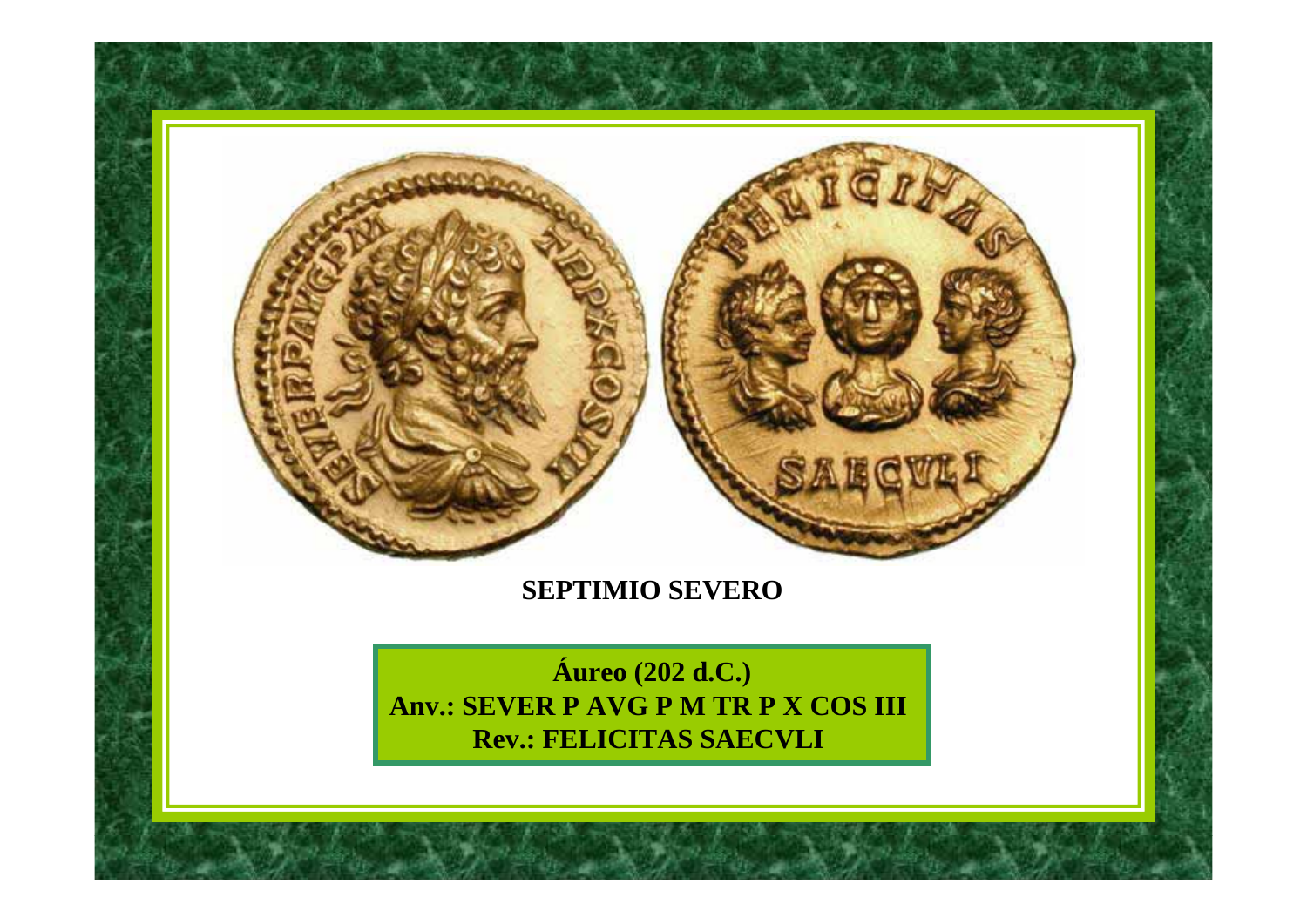**SEPTIMIO SEVERO**

**Áureo (202 d.C.)**
**Anv.: SEVER P AVG P M TR P X COS III**
**Rev.: FELICITAS SAECVLI**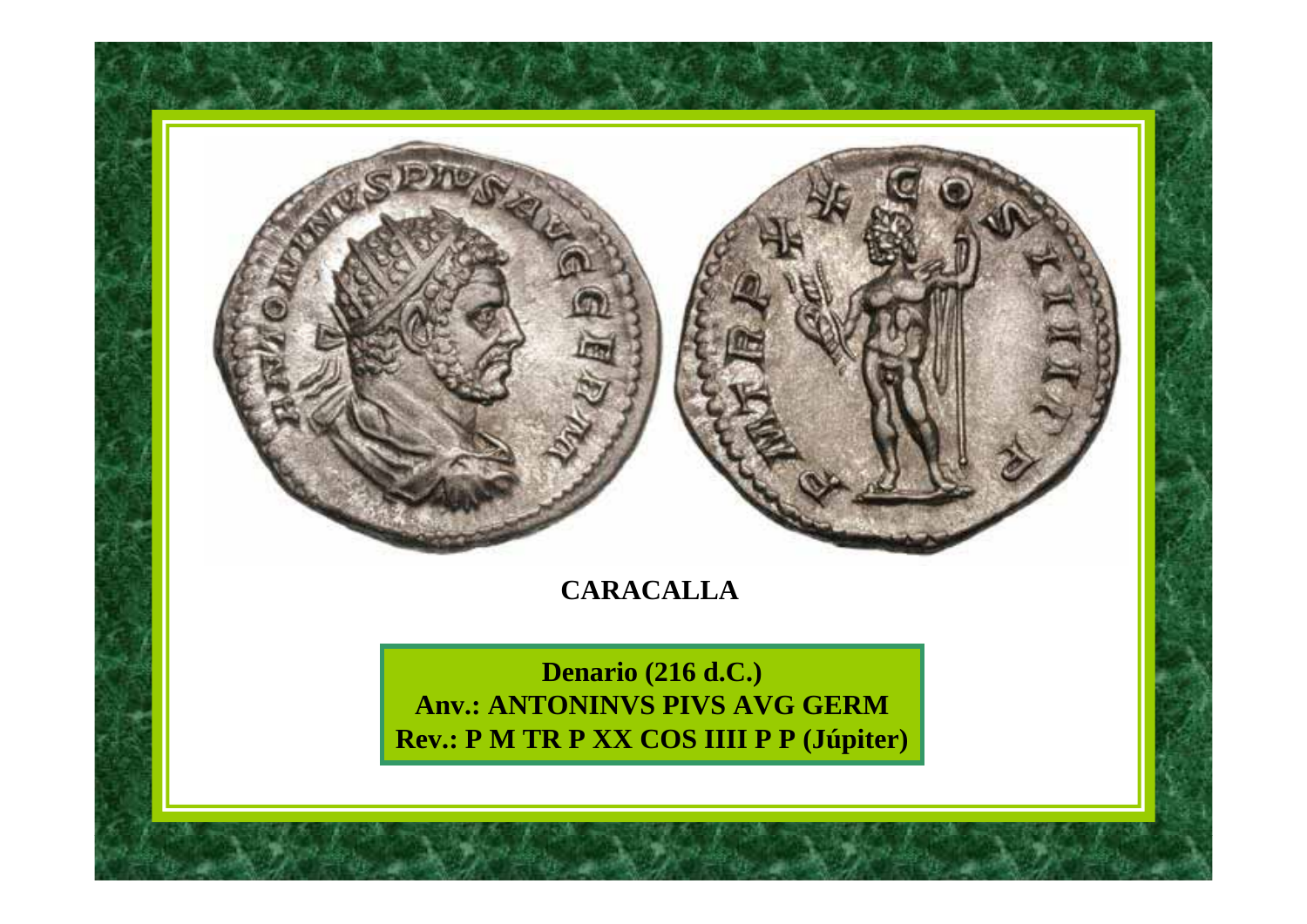**CARACALLA**

**Denario (216 d.C.)**
**Anv.: ANTONINVS PIVS AVG GERM**
**Rev.: P M TR P XX COS IIII P P (Júpiter)**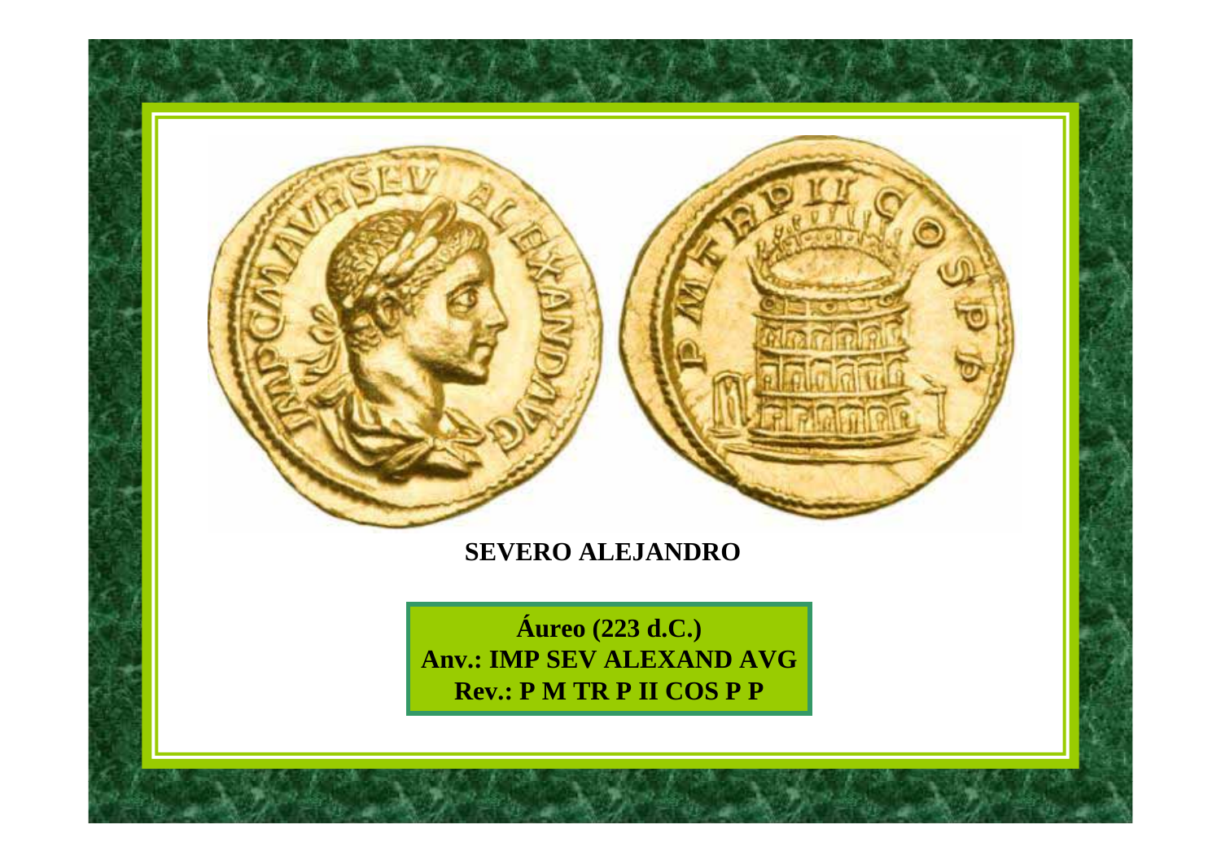**SEVERO ALEJANDRO**

**Áureo (223 d.C.)**
**Anv.: IMP SEV ALEXAND AVG**
**Rev.: P M TR P II COS P P**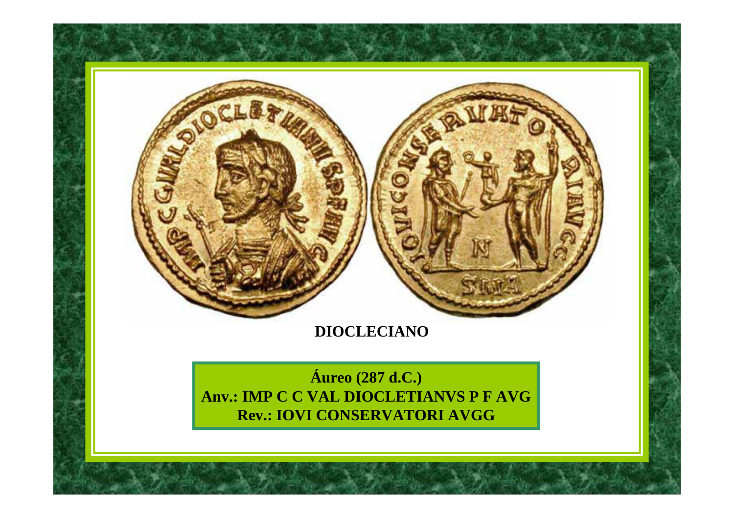**DIOCLECIANO**

**Áureo (287 d.C.)**
**Anv.: IMP C C VAL DIOCLETIANVS P F AVG**
**Rev.: IOVI CONSERVATORI AVGG**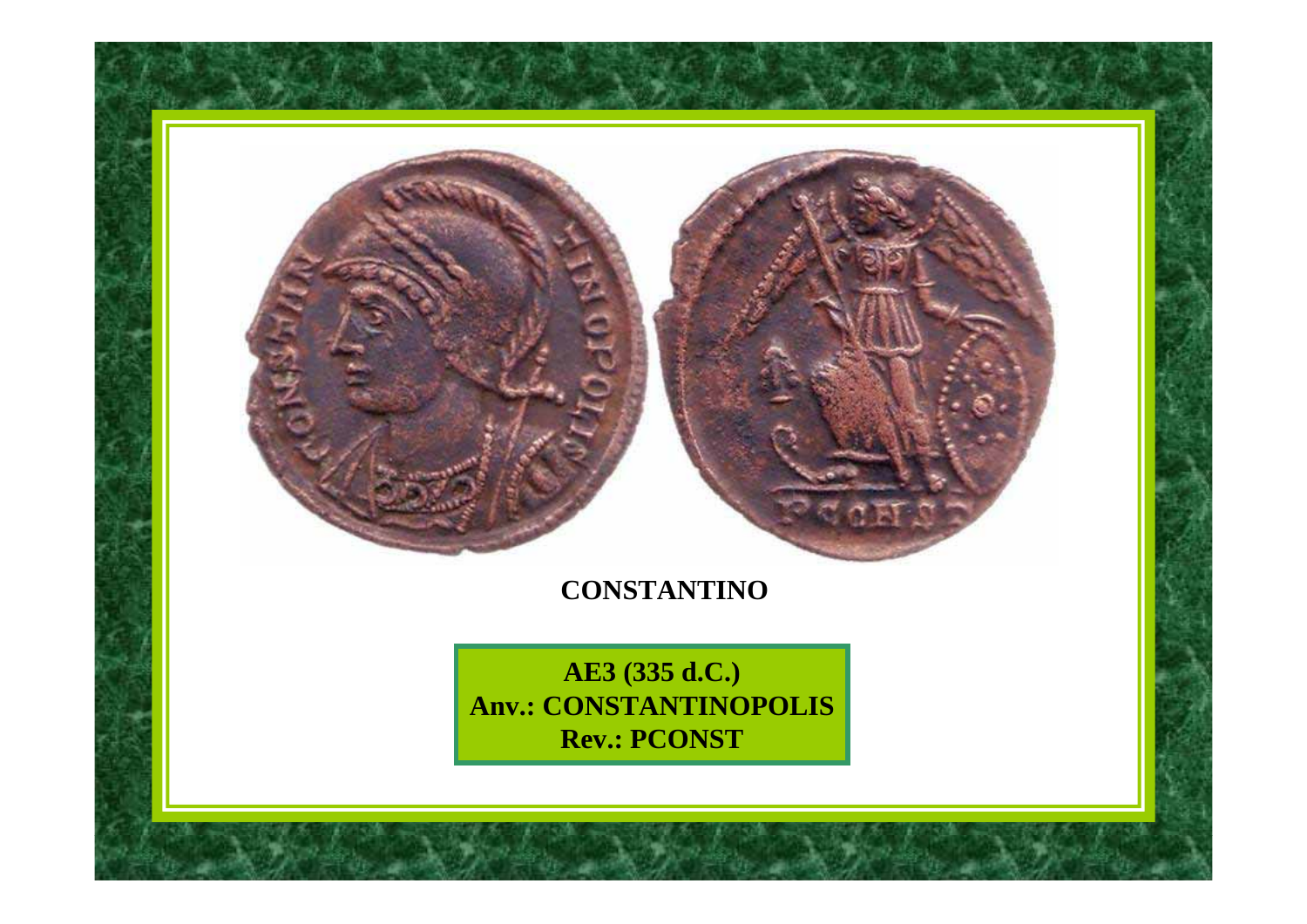**CONSTANTINO**

**AE3 (335 d.C.)**
**Anv.: CONSTANTINOPOLIS**
**Rev.: PCONST**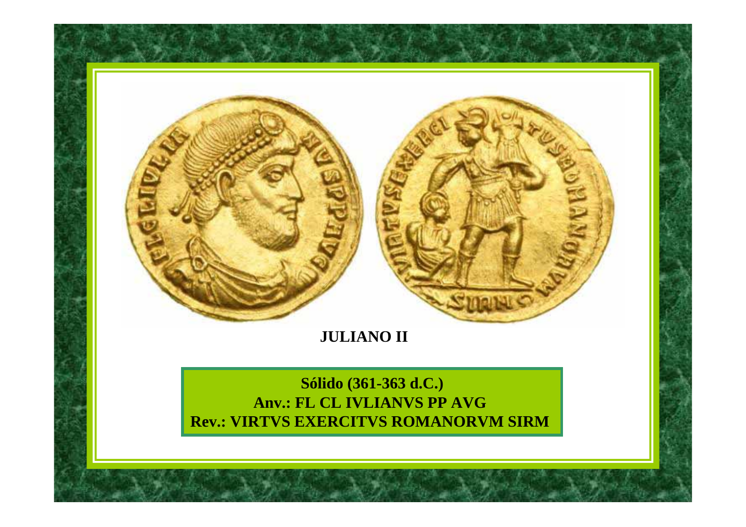**JULIANO II**

**Sólido (361-363 d.C.)**
**Anv.: FL CL IVLIANVS PP AVG**
**Rev.: VIRTVS EXERCITVS ROMANORVM SIRM**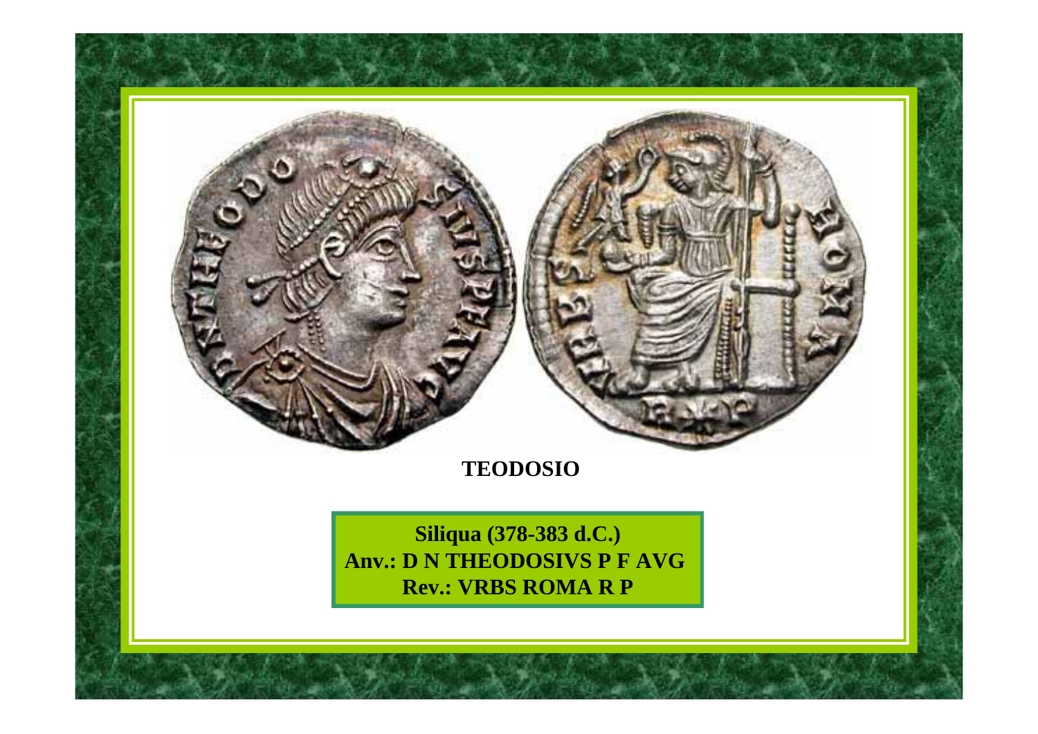**TEODOSIO**

**Siliqua (378-383 d.C.)**
**Anv.: D N THEODOSIVS P F AVG**
**Rev.: VRBS ROMA R P**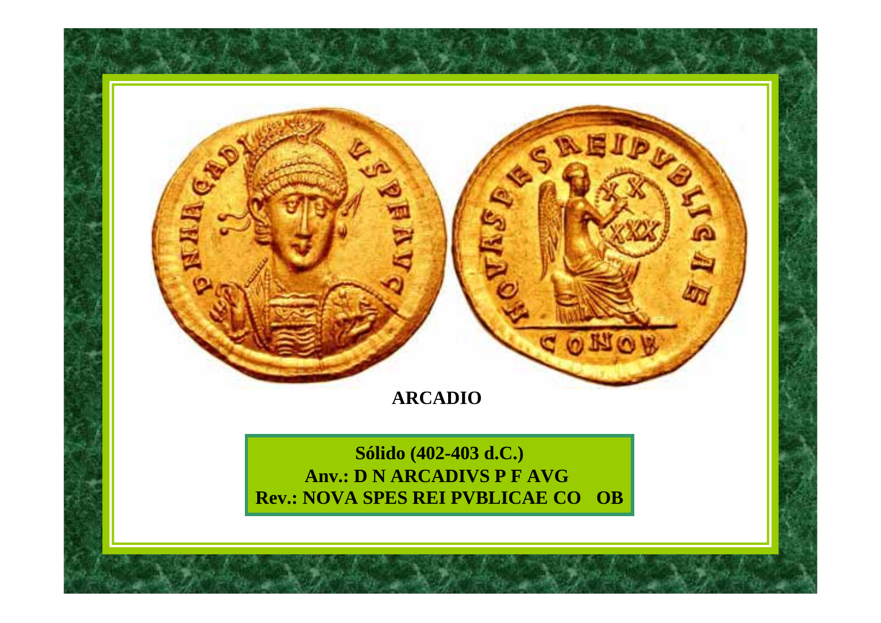**ARCADIO**

**Sólido (402-403 d.C.)**
**Anv.: D N ARCADIVS P F AVG**
**Rev.: NOVA SPES REI PVBLICAE CO OB**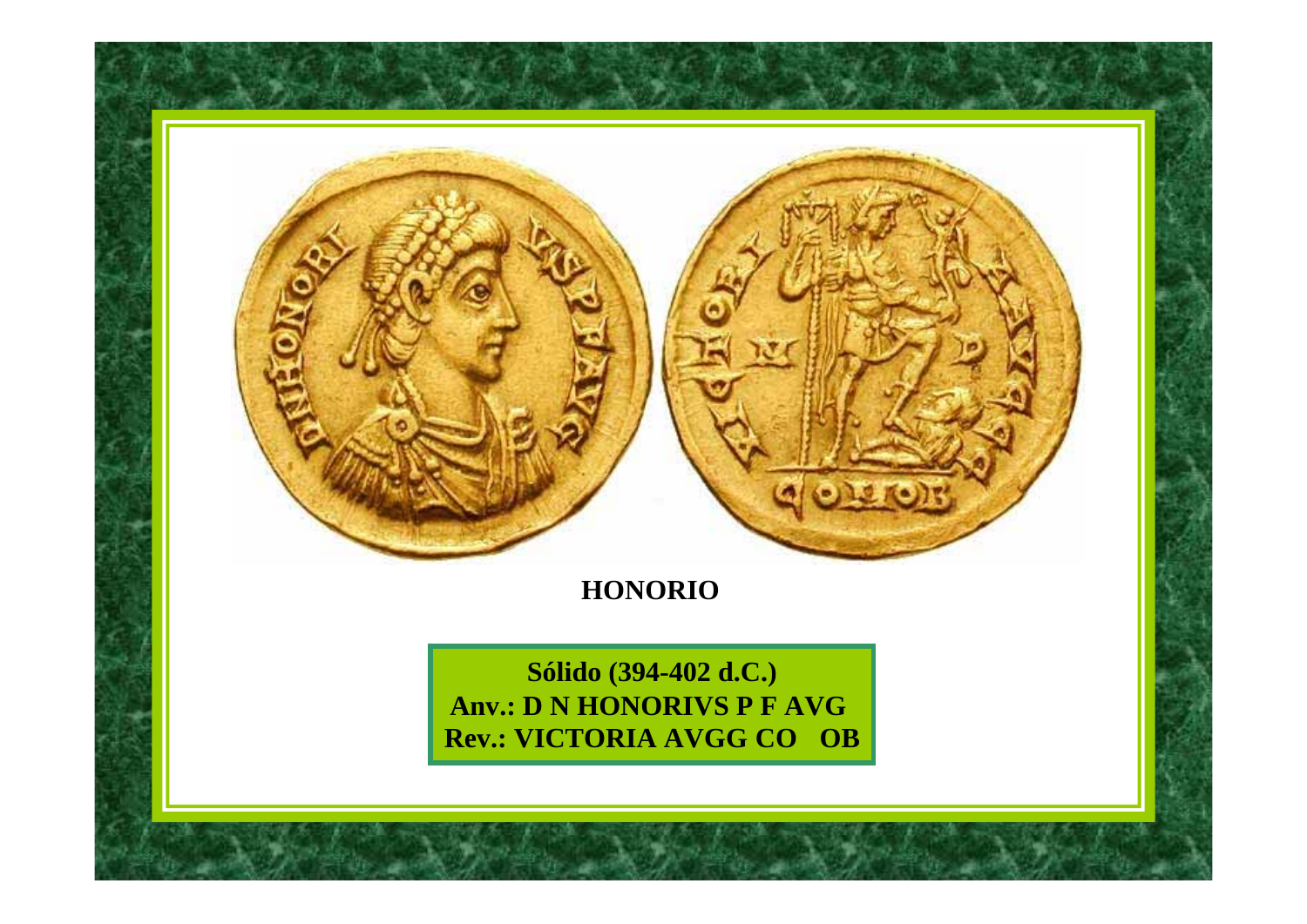**HONORIO**

**Sólido (394-402 d.C.)**
**Anv.: D N HONORIVS P F AVG**
**Rev.: VICTORIA AVGG CO OB**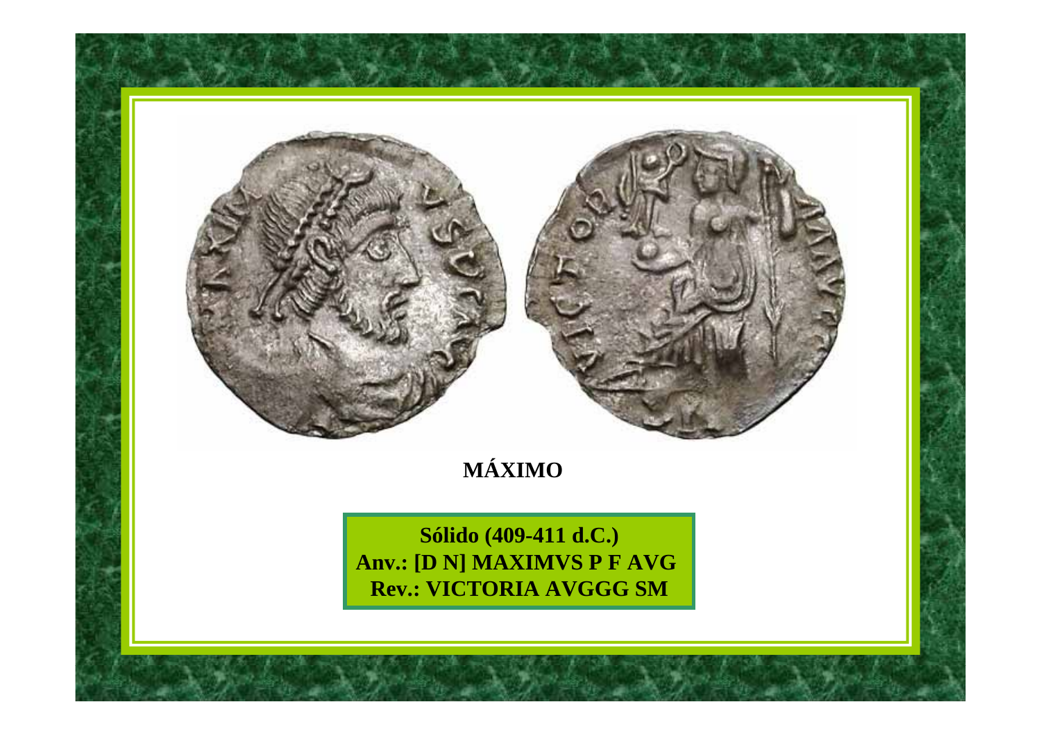**MÁXIMO**

**Sólido (409-411 d.C.)**
**Anv.: [D N] MAXIMVS P F AVG**
**Rev.: VICTORIA AVGGG SM**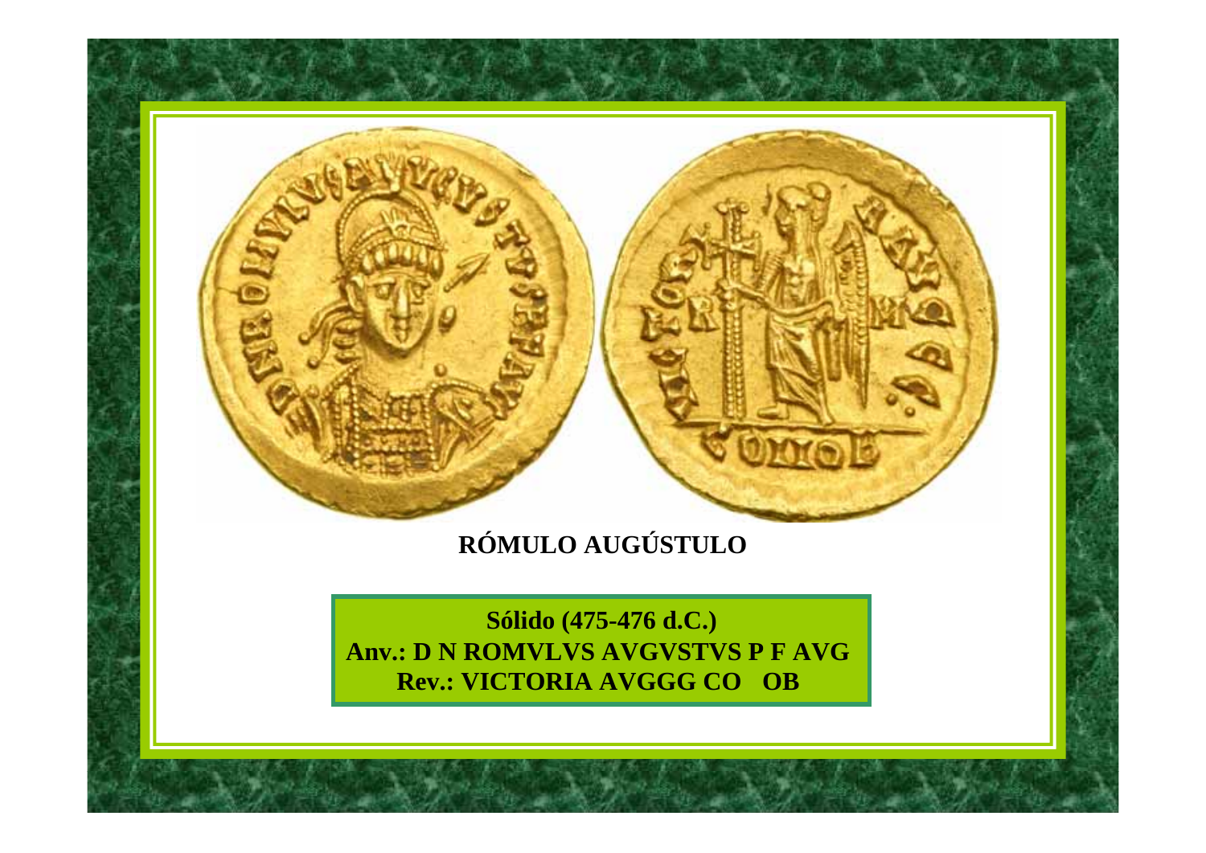**RÓMULO AUGÚSTULO**

**Sólido (475-476 d.C.)**
**Anv.: D N ROMVLVS AVGVSTVS P F AVG**
**Rev.: VICTORIA AVGGG CO OB**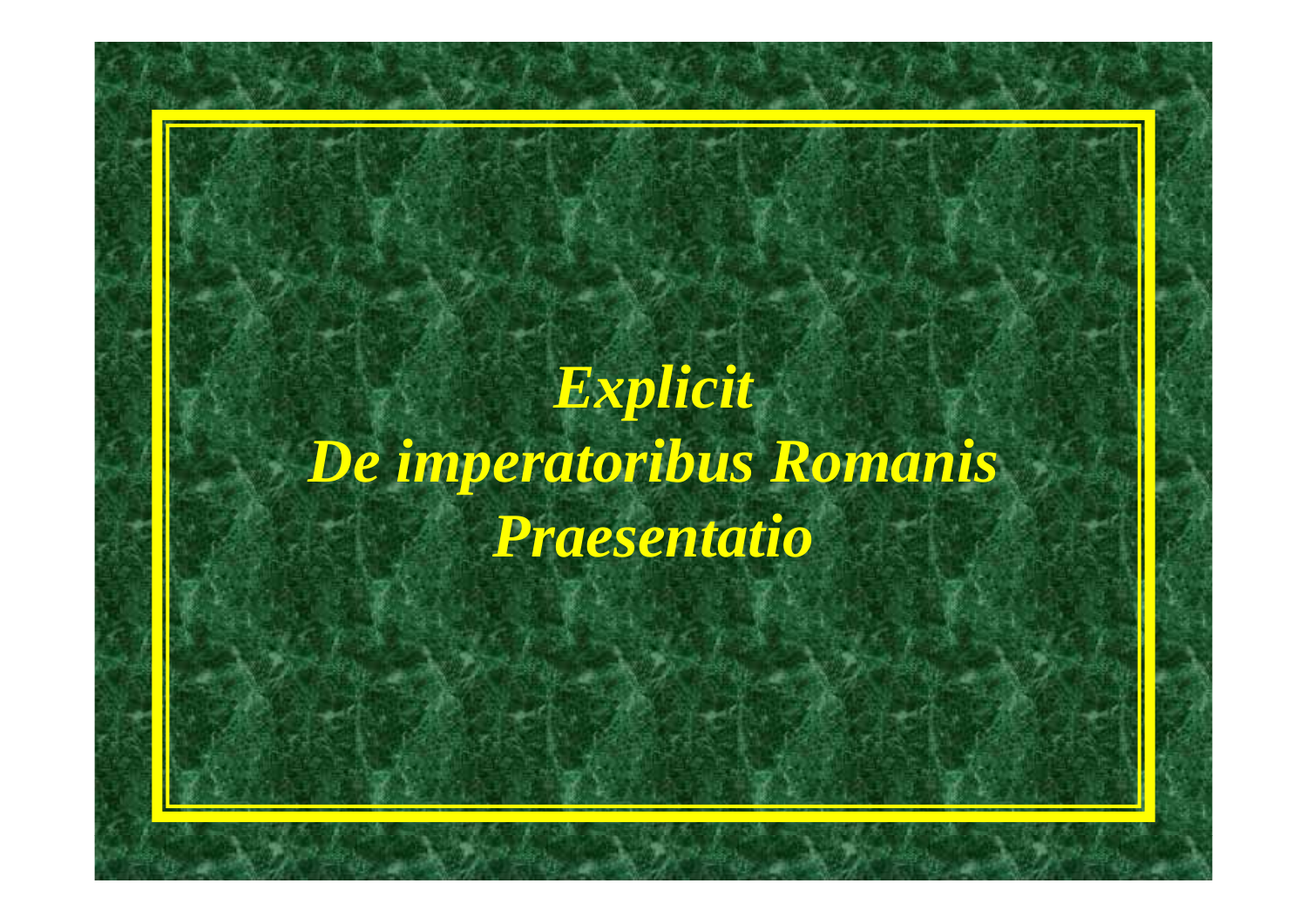***Explicit***
***De imperatoribus Romanis***
***Praesentatio***